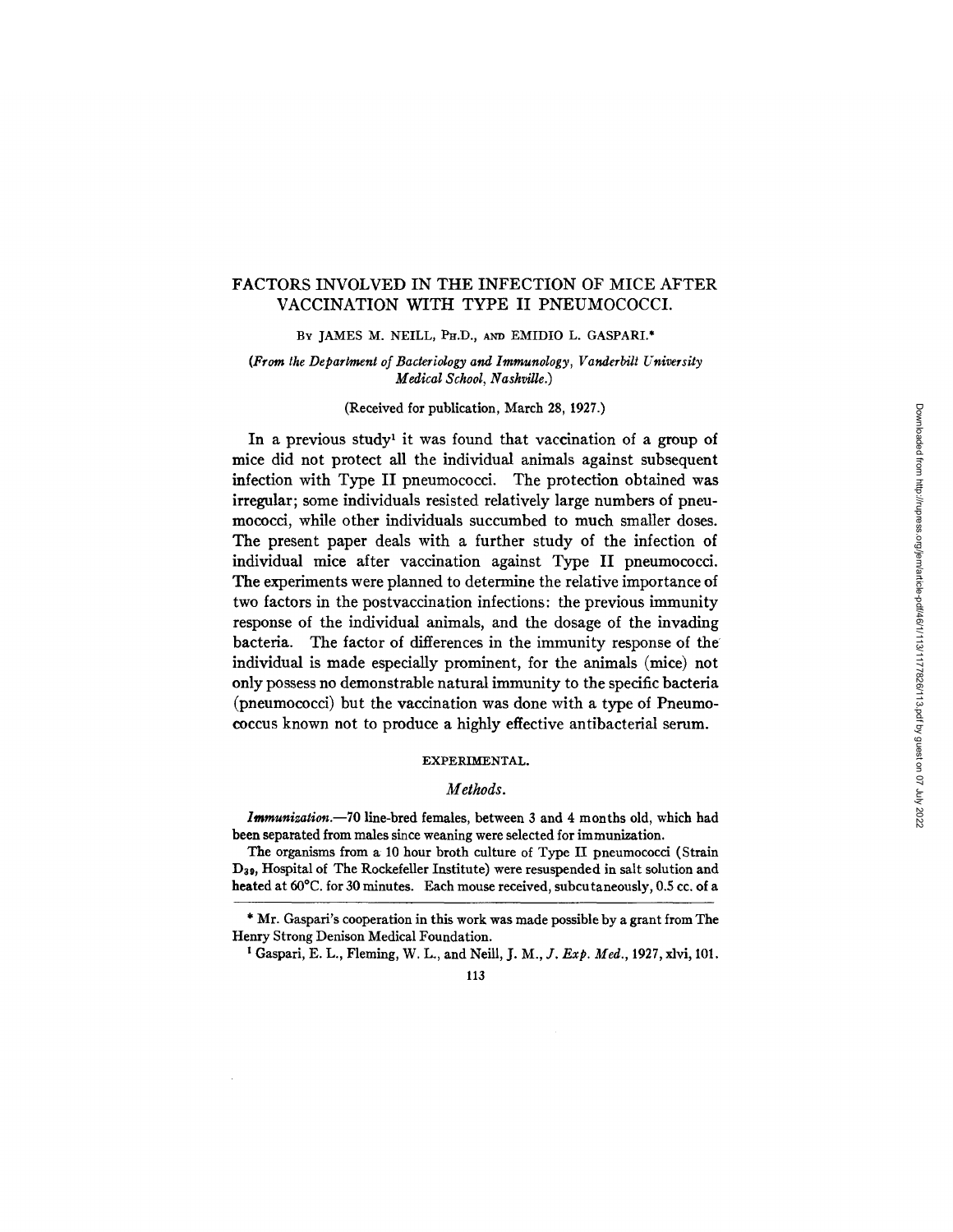# FACTORS INVOLVED IN THE INFECTION OF MICE AFTER VACCINATION WITH TYPE II PNEUMOCOCCI.

BY JAMES M. NEILL, PH.D., AND EMIDIO L. GASPARI.*

*(From the Department of Bacteriology and Immunology, Vanderbilt University Medical School, Nashville.)*

(Received for publication, March 28, 1927.)

In a previous study[1] it was found that vaccination of a group of mice did not protect all the individual animals against subsequent infection with Type II pneumococci. The protection obtained was irregular; some individuals resisted relatively large numbers of pneumococci, while other individuals succumbed to much smaller doses. The present paper deals with a further study of the infection of individual mice after vaccination against Type II pneumococci. The experiments were planned to determine the relative importance of two factors in the postvaccination infections: the previous immunity response of the individual animals, and the dosage of the invading bacteria. The factor of differences in the immunity response of the individual is made especially prominent, for the animals (mice) not only possess no demonstrable natural immunity to the specific bacteria (pneumococci) but the vaccination was done with a type of Pneumococcus known not to produce a highly effective antibacterial serum.

## EXPERIMENTAL.

### *Methods.*

***Immunization.***—70 line-bred females, between 3 and 4 months old, which had been separated from males since weaning were selected for immunization.

The organisms from a 10 hour broth culture of Type II pneumococci (Strain $D_{39}$, Hospital of The Rockefeller Institute) were resuspended in salt solution and heated at 60°C. for 30 minutes. Each mouse received, subcutaneously, 0.5 cc. of a

\* Mr. Gaspari's cooperation in this work was made possible by a grant from The Henry Strong Denison Medical Foundation.

[1] Gaspari, E. L., Fleming, W. L., and Neill, J. M., *J. Exp. Med.*, 1927, xlvi, 101.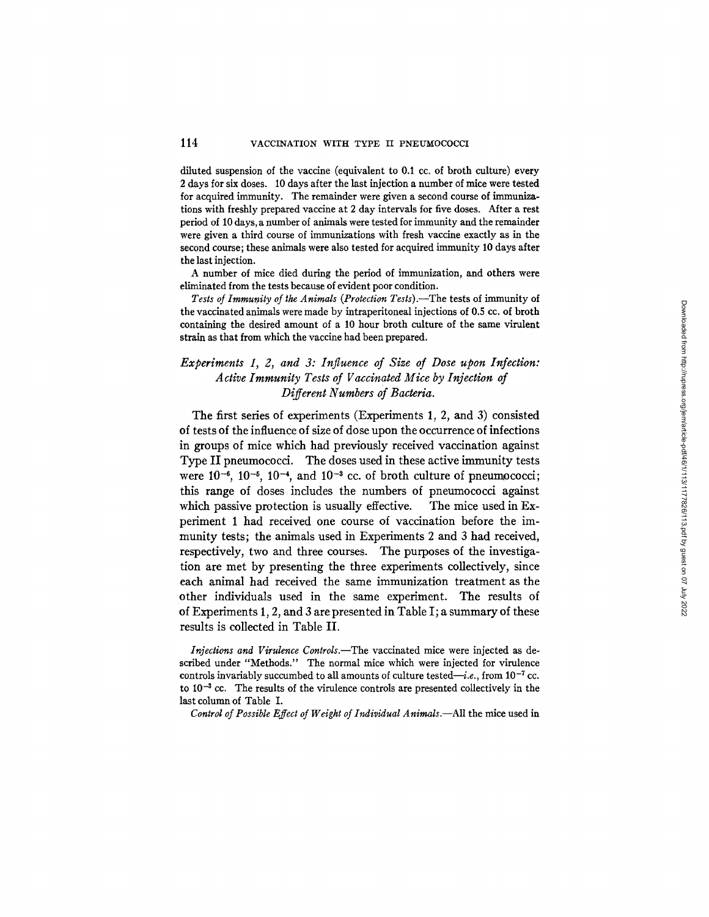diluted suspension of the vaccine (equivalent to 0.1 cc. of broth culture) every 2 days for six doses. 10 days after the last injection a number of mice were tested for acquired immunity. The remainder were given a second course of immunizations with freshly prepared vaccine at 2 day intervals for five doses. After a rest period of 10 days, a number of animals were tested for immunity and the remainder were given a third course of immunizations with fresh vaccine exactly as in the second course; these animals were also tested for acquired immunity 10 days after the last injection.

A number of mice died during the period of immunization, and others were eliminated from the tests because of evident poor condition.

*Tests of Immunity of the Animals (Protection Tests).*—The tests of immunity of the vaccinated animals were made by intraperitoneal injections of 0.5 cc. of broth containing the desired amount of a 10 hour broth culture of the same virulent strain as that from which the vaccine had been prepared.

### *Experiments 1, 2, and 3: Influence of Size of Dose upon Infection: Active Immunity Tests of Vaccinated Mice by Injection of Different Numbers of Bacteria.*

The first series of experiments (Experiments 1, 2, and 3) consisted of tests of the influence of size of dose upon the occurrence of infections in groups of mice which had previously received vaccination against Type II pneumococci. The doses used in these active immunity tests were $10^{-6}$, $10^{-5}$, $10^{-4}$, and $10^{-3}$ cc. of broth culture of pneumococci; this range of doses includes the numbers of pneumococci against which passive protection is usually effective. The mice used in Experiment 1 had received one course of vaccination before the immunity tests; the animals used in Experiments 2 and 3 had received, respectively, two and three courses. The purposes of the investigation are met by presenting the three experiments collectively, since each animal had received the same immunization treatment as the other individuals used in the same experiment. The results of of Experiments 1, 2, and 3 are presented in Table I; a summary of these results is collected in Table II.

*Injections and Virulence Controls.*—The vaccinated mice were injected as described under "Methods." The normal mice which were injected for virulence controls invariably succumbed to all amounts of culture tested—*i.e.*, from $10^{-7}$ cc. to $10^{-3}$ cc. The results of the virulence controls are presented collectively in the last column of Table I.

*Control of Possible Effect of Weight of Individual Animals.*—All the mice used in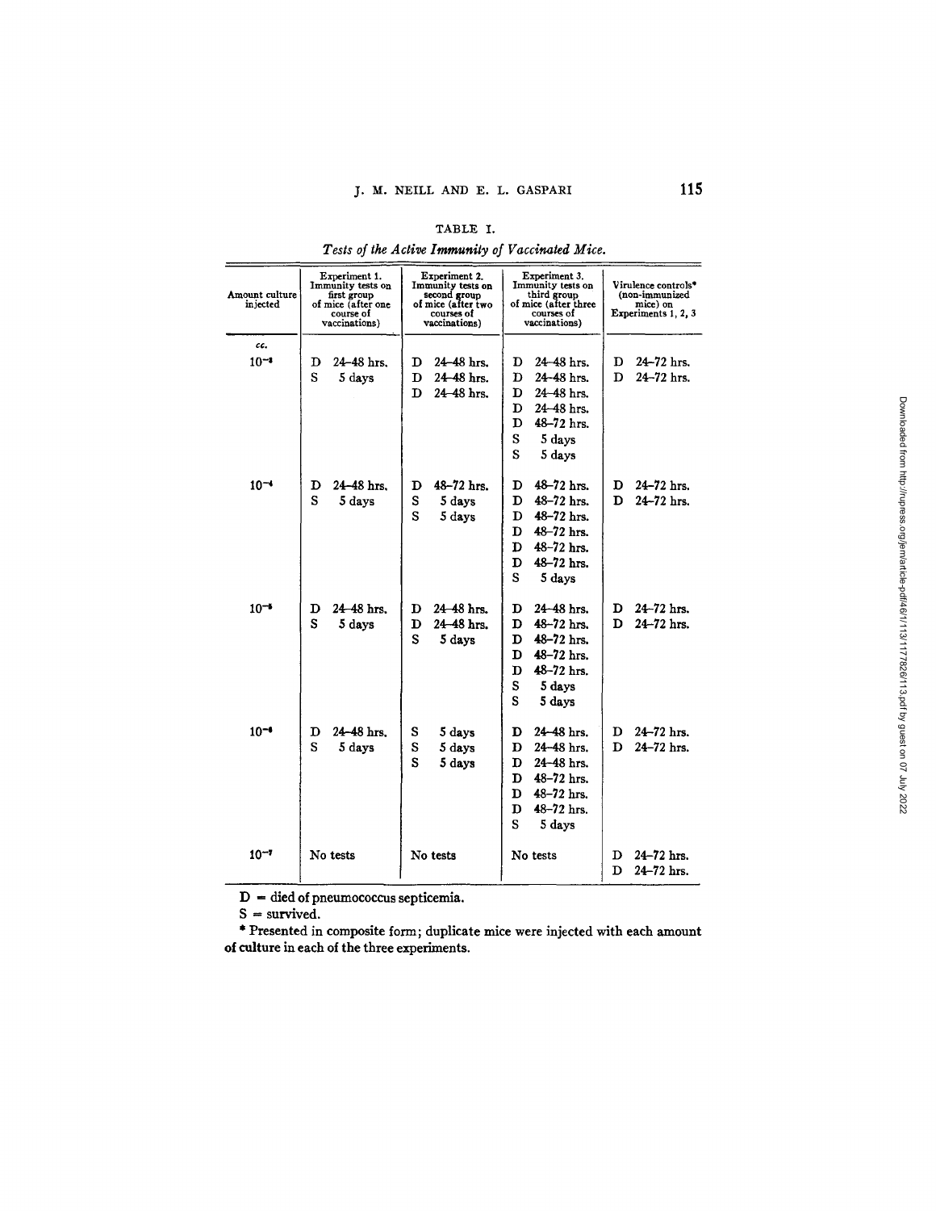TABLE I.

*Tests of the Active Immunity of Vaccinated Mice.*

| Amount culture injected | Experiment 1. Immunity tests on first group of mice (after one course of vaccinations) | Experiment 2. Immunity tests on second group of mice (after two courses of vaccinations) | Experiment 3. Immunity tests on third group of mice (after three courses of vaccinations) | Virulence controls* (non-immunized mice) on Experiments 1, 2, 3 |
|---|---|---|---|---|
| *cc.* | | | | |
| $10^{-3}$ | D 24–48 hrs. | D 24–48 hrs. | D 24–48 hrs. | D 24–72 hrs. |
| | S 5 days | D 24–48 hrs. | D 24–48 hrs. | D 24–72 hrs. |
| | | D 24–48 hrs. | D 24–48 hrs. | |
| | | | D 24–48 hrs. | |
| | | | D 48–72 hrs. | |
| | | | S 5 days | |
| | | | S 5 days | |
| $10^{-4}$ | D 24–48 hrs. | D 48–72 hrs. | D 48–72 hrs. | D 24–72 hrs. |
| | S 5 days | S 5 days | D 48–72 hrs. | D 24–72 hrs. |
| | | S 5 days | D 48–72 hrs. | |
| | | | D 48–72 hrs. | |
| | | | D 48–72 hrs. | |
| | | | D 48–72 hrs. | |
| | | | S 5 days | |
| $10^{-5}$ | D 24–48 hrs. | D 24–48 hrs. | D 24–48 hrs. | D 24–72 hrs. |
| | S 5 days | D 24–48 hrs. | D 48–72 hrs. | D 24–72 hrs. |
| | | S 5 days | D 48–72 hrs. | |
| | | | D 48–72 hrs. | |
| | | | D 48–72 hrs. | |
| | | | S 5 days | |
| | | | S 5 days | |
| $10^{-6}$ | D 24–48 hrs. | S 5 days | D 24–48 hrs. | D 24–72 hrs. |
| | S 5 days | S 5 days | D 24–48 hrs. | D 24–72 hrs. |
| | | S 5 days | D 24–48 hrs. | |
| | | | D 48–72 hrs. | |
| | | | D 48–72 hrs. | |
| | | | D 48–72 hrs. | |
| | | | S 5 days | |
| $10^{-7}$ | No tests | No tests | No tests | D 24–72 hrs. |
| | | | | D 24–72 hrs. |

D = died of pneumococcus septicemia.

S = survived.

\* Presented in composite form; duplicate mice were injected with each amount of culture in each of the three experiments.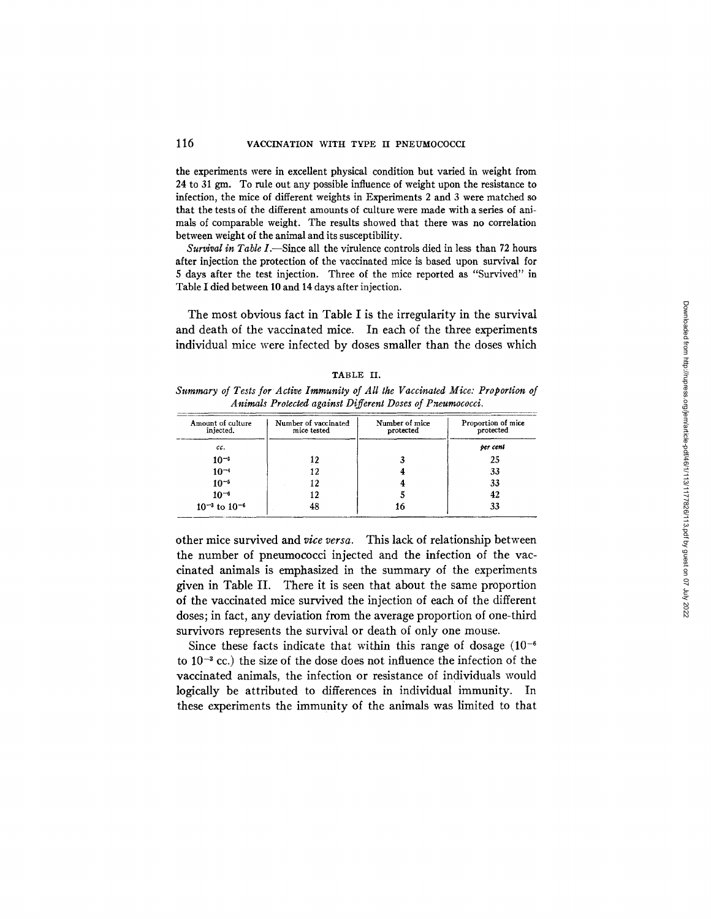the experiments were in excellent physical condition but varied in weight from 24 to 31 gm. To rule out any possible influence of weight upon the resistance to infection, the mice of different weights in Experiments 2 and 3 were matched so that the tests of the different amounts of culture were made with a series of animals of comparable weight. The results showed that there was no correlation between weight of the animal and its susceptibility.

*Survival in Table I.*—Since all the virulence controls died in less than 72 hours after injection the protection of the vaccinated mice is based upon survival for 5 days after the test injection. Three of the mice reported as "Survived" in Table I died between 10 and 14 days after injection.

The most obvious fact in Table I is the irregularity in the survival and death of the vaccinated mice. In each of the three experiments individual mice were infected by doses smaller than the doses which other mice survived and *vice versa*. This lack of relationship between the number of pneumococci injected and the infection of the vaccinated animals is emphasized in the summary of the experiments given in Table II. There it is seen that about the same proportion of the vaccinated mice survived the injection of each of the different doses; in fact, any deviation from the average proportion of one-third survivors represents the survival or death of only one mouse.

TABLE II.

*Summary of Tests for Active Immunity of All the Vaccinated Mice: Proportion of Animals Protected against Different Doses of Pneumococci.*

| Amount of culture injected. | Number of vaccinated mice tested | Number of mice protected | Proportion of mice protected |
|---|---|---|---|
| *cc.* | | | *per cent* |
| $10^{-3}$ | 12 | 3 | 25 |
| $10^{-4}$ | 12 | 4 | 33 |
| $10^{-5}$ | 12 | 4 | 33 |
| $10^{-6}$ | 12 | 5 | 42 |
| $10^{-3}$ to $10^{-6}$ | 48 | 16 | 33 |

Since these facts indicate that within this range of dosage ($10^{-6}$ to $10^{-3}$ cc.) the size of the dose does not influence the infection of the vaccinated animals, the infection or resistance of individuals would logically be attributed to differences in individual immunity. In these experiments the immunity of the animals was limited to that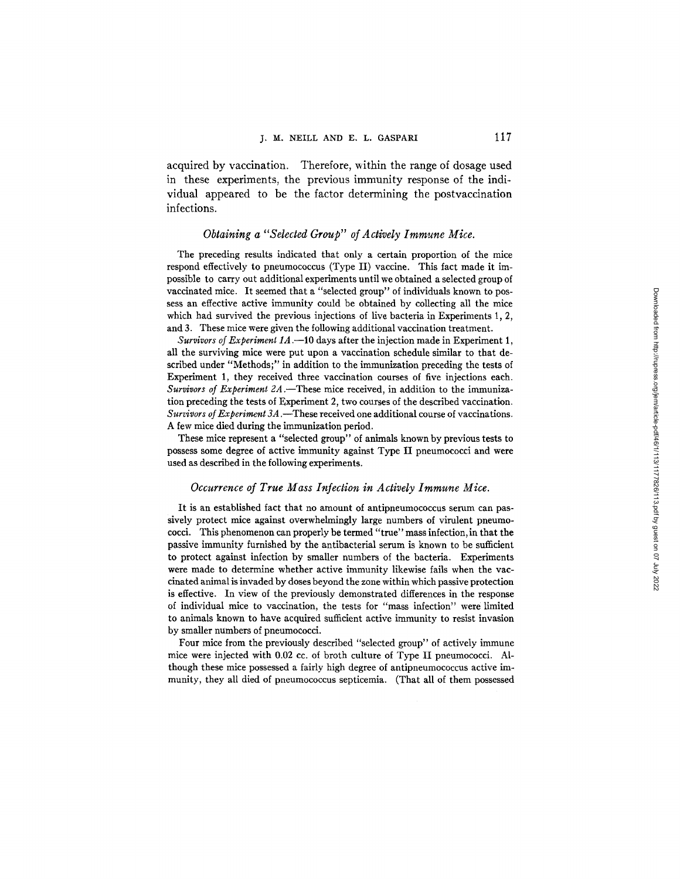acquired by vaccination. Therefore, within the range of dosage used in these experiments, the previous immunity response of the individual appeared to be the factor determining the postvaccination infections.

### *Obtaining a "Selected Group" of Actively Immune Mice.*

The preceding results indicated that only a certain proportion of the mice respond effectively to pneumococcus (Type II) vaccine. This fact made it impossible to carry out additional experiments until we obtained a selected group of vaccinated mice. It seemed that a "selected group" of individuals known to possess an effective active immunity could be obtained by collecting all the mice which had survived the previous injections of live bacteria in Experiments 1, 2, and 3. These mice were given the following additional vaccination treatment.

*Survivors of Experiment 1A.*—10 days after the injection made in Experiment 1, all the surviving mice were put upon a vaccination schedule similar to that described under "Methods;" in addition to the immunization preceding the tests of Experiment 1, they received three vaccination courses of five injections each. *Survivors of Experiment 2A.*—These mice received, in addition to the immunization preceding the tests of Experiment 2, two courses of the described vaccination. *Survivors of Experiment 3A.*—These received one additional course of vaccinations. A few mice died during the immunization period.

These mice represent a "selected group" of animals known by previous tests to possess some degree of active immunity against Type II pneumococci and were used as described in the following experiments.

### *Occurrence of True Mass Infection in Actively Immune Mice.*

It is an established fact that no amount of antipneumococcus serum can passively protect mice against overwhelmingly large numbers of virulent pneumococci. This phenomenon can properly be termed "true" mass infection, in that the passive immunity furnished by the antibacterial serum is known to be sufficient to protect against infection by smaller numbers of the bacteria. Experiments were made to determine whether active immunity likewise fails when the vaccinated animal is invaded by doses beyond the zone within which passive protection is effective. In view of the previously demonstrated differences in the response of individual mice to vaccination, the tests for "mass infection" were limited to animals known to have acquired sufficient active immunity to resist invasion by smaller numbers of pneumococci.

Four mice from the previously described "selected group" of actively immune mice were injected with 0.02 cc. of broth culture of Type II pneumococci. Although these mice possessed a fairly high degree of antipneumococcus active immunity, they all died of pneumococcus septicemia. (That all of them possessed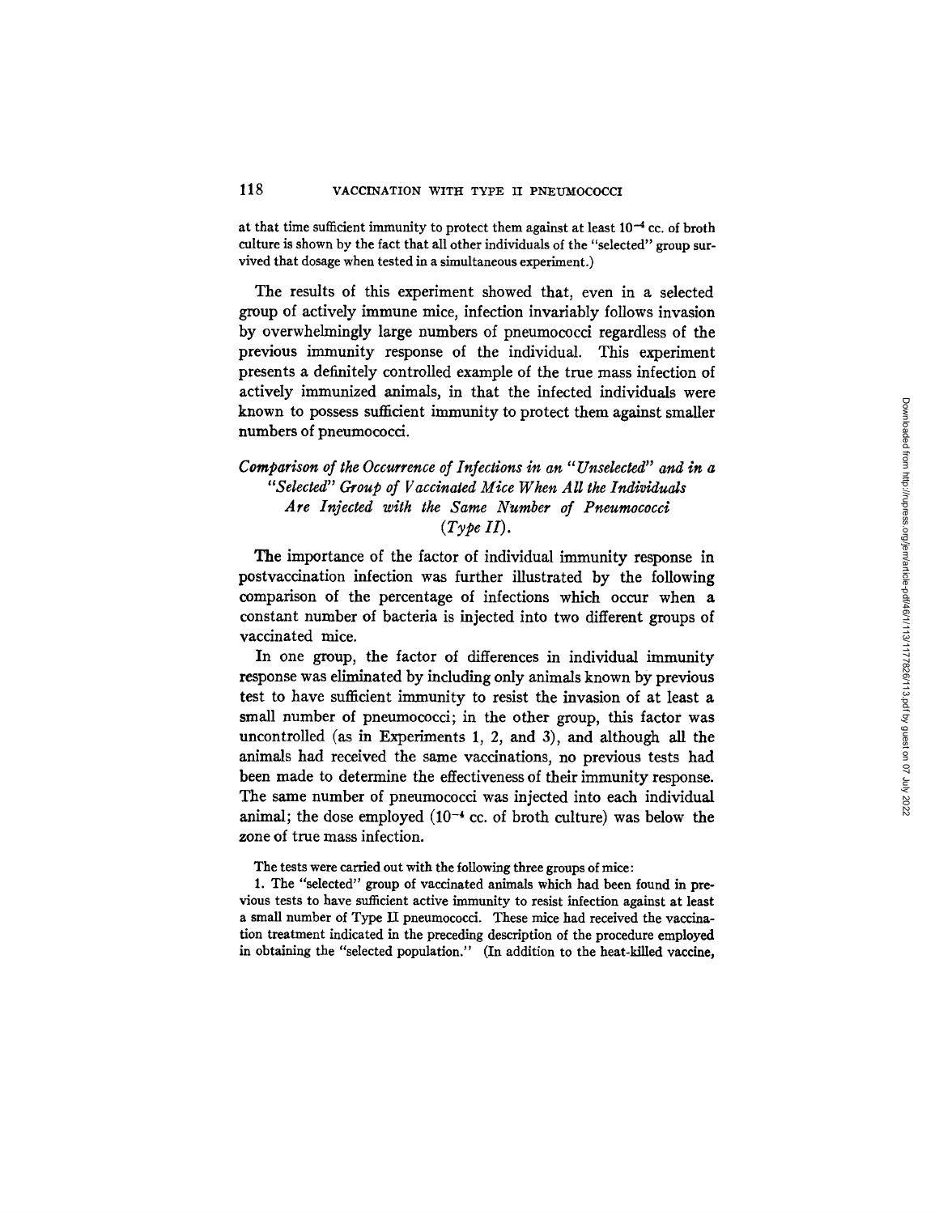at that time sufficient immunity to protect them against at least $10^{-4}$ cc. of broth culture is shown by the fact that all other individuals of the "selected" group survived that dosage when tested in a simultaneous experiment.)

The results of this experiment showed that, even in a selected group of actively immune mice, infection invariably follows invasion by overwhelmingly large numbers of pneumococci regardless of the previous immunity response of the individual. This experiment presents a definitely controlled example of the true mass infection of actively immunized animals, in that the infected individuals were known to possess sufficient immunity to protect them against smaller numbers of pneumococci.

### *Comparison of the Occurrence of Infections in an "Unselected" and in a "Selected" Group of Vaccinated Mice When All the Individuals Are Injected with the Same Number of Pneumococci (Type II).*

The importance of the factor of individual immunity response in postvaccination infection was further illustrated by the following comparison of the percentage of infections which occur when a constant number of bacteria is injected into two different groups of vaccinated mice.

In one group, the factor of differences in individual immunity response was eliminated by including only animals known by previous test to have sufficient immunity to resist the invasion of at least a small number of pneumococci; in the other group, this factor was uncontrolled (as in Experiments 1, 2, and 3), and although all the animals had received the same vaccinations, no previous tests had been made to determine the effectiveness of their immunity response. The same number of pneumococci was injected into each individual animal; the dose employed ($10^{-4}$ cc. of broth culture) was below the zone of true mass infection.

The tests were carried out with the following three groups of mice:

1. The "selected" group of vaccinated animals which had been found in previous tests to have sufficient active immunity to resist infection against at least a small number of Type II pneumococci. These mice had received the vaccination treatment indicated in the preceding description of the procedure employed in obtaining the "selected population." (In addition to the heat-killed vaccine,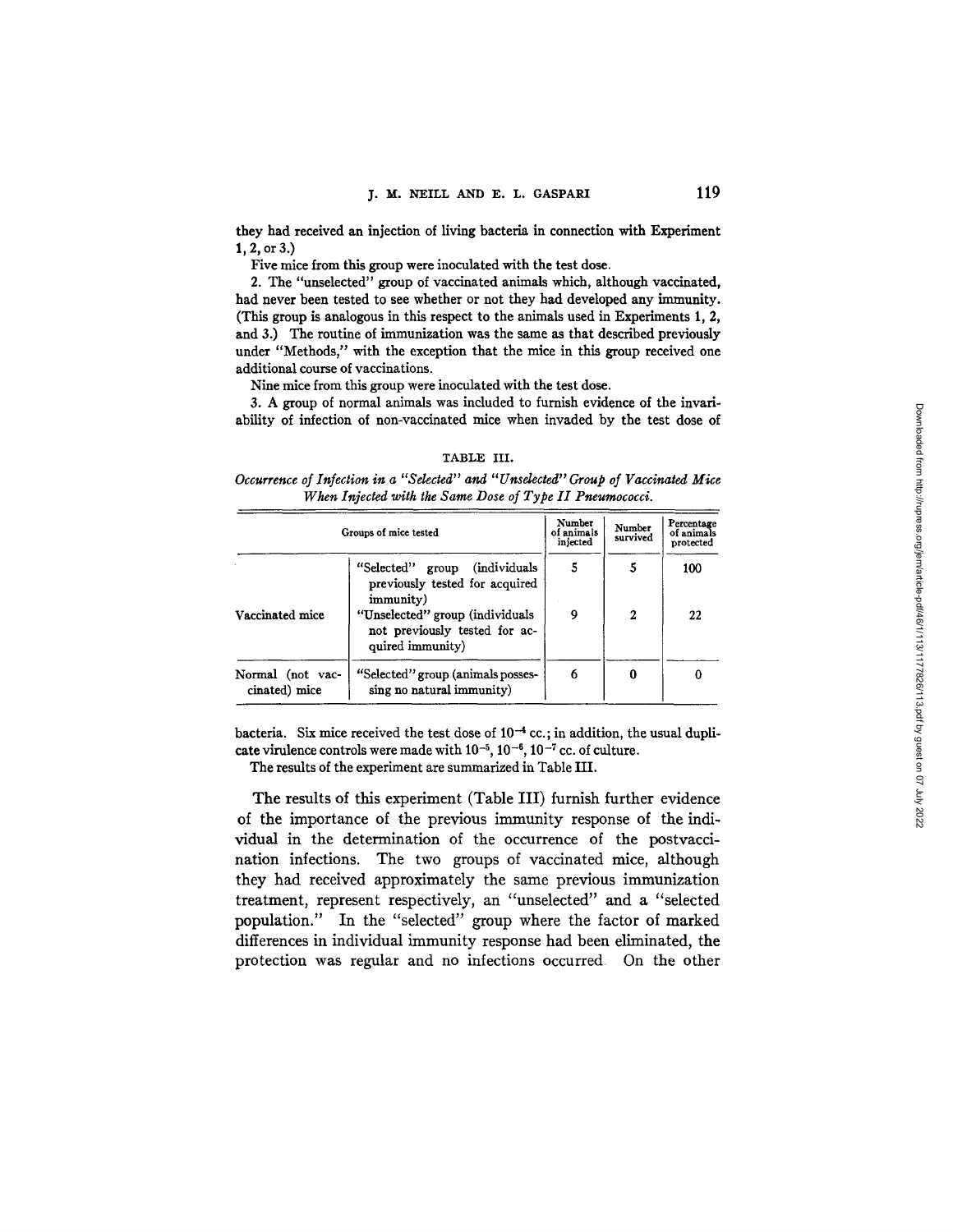they had received an injection of living bacteria in connection with Experiment 1, 2, or 3.)

Five mice from this group were inoculated with the test dose.

2. The "unselected" group of vaccinated animals which, although vaccinated, had never been tested to see whether or not they had developed any immunity. (This group is analogous in this respect to the animals used in Experiments 1, 2, and 3.) The routine of immunization was the same as that described previously under "Methods," with the exception that the mice in this group received one additional course of vaccinations.

Nine mice from this group were inoculated with the test dose.

3. A group of normal animals was included to furnish evidence of the invariability of infection of non-vaccinated mice when invaded by the test dose of bacteria. Six mice received the test dose of $10^{-4}$ cc.; in addition, the usual duplicate virulence controls were made with $10^{-5}$, $10^{-6}$, $10^{-7}$ cc. of culture.

The results of the experiment are summarized in Table III.

TABLE III.

*Occurrence of Infection in a "Selected" and "Unselected" Group of Vaccinated Mice When Injected with the Same Dose of Type II Pneumococci.*

| Groups of mice tested | | Number of animals injected | Number survived | Percentage of animals protected |
|---|---|---|---|---|
| Vaccinated mice | "Selected" group (individuals previously tested for acquired immunity) | 5 | 5 | 100 |
| | "Unselected" group (individuals not previously tested for acquired immunity) | 9 | 2 | 22 |
| Normal (not vaccinated) mice | "Selected" group (animals possessing no natural immunity) | 6 | 0 | 0 |

The results of this experiment (Table III) furnish further evidence of the importance of the previous immunity response of the individual in the determination of the occurrence of the postvaccination infections. The two groups of vaccinated mice, although they had received approximately the same previous immunization treatment, represent respectively, an "unselected" and a "selected population." In the "selected" group where the factor of marked differences in individual immunity response had been eliminated, the protection was regular and no infections occurred. On the other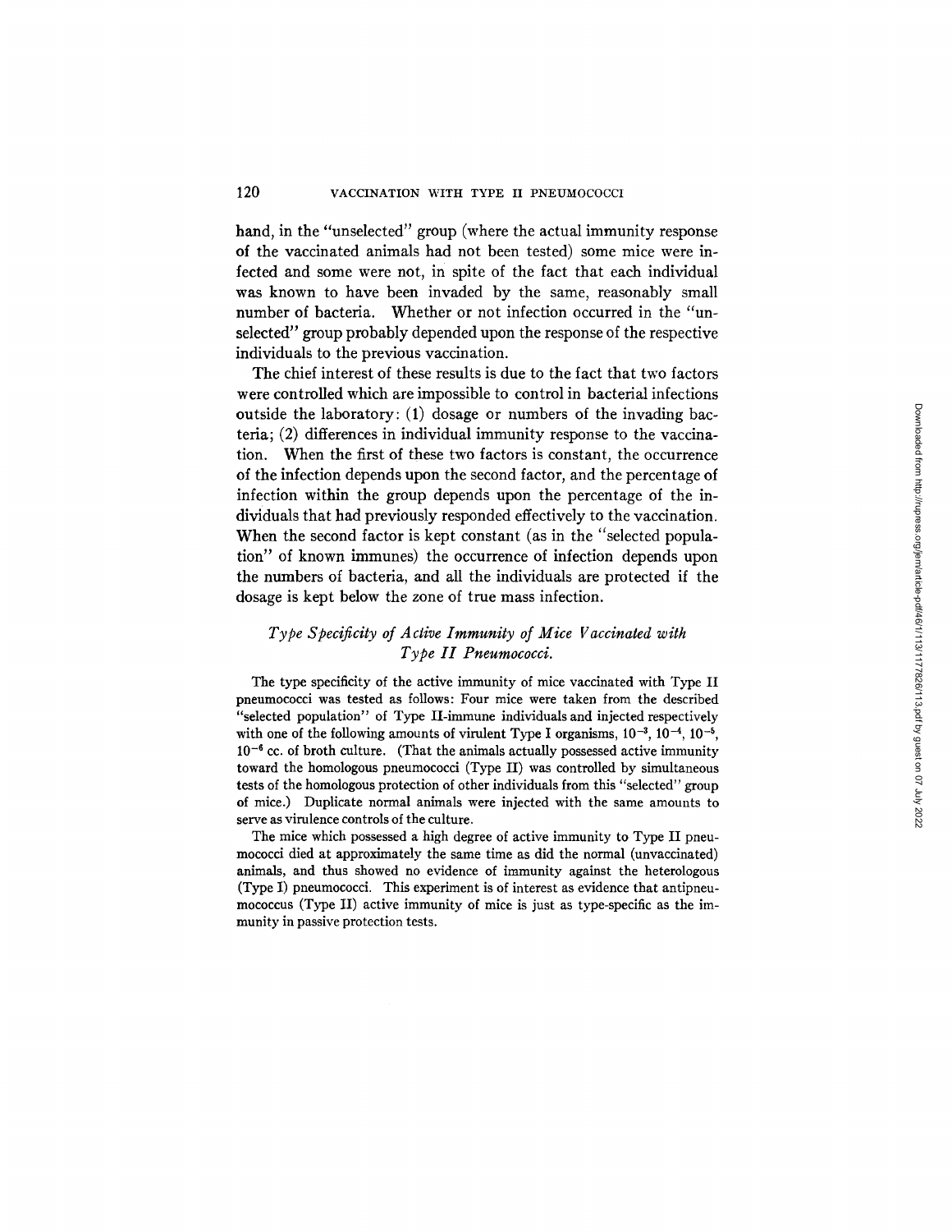hand, in the "unselected" group (where the actual immunity response of the vaccinated animals had not been tested) some mice were infected and some were not, in spite of the fact that each individual was known to have been invaded by the same, reasonably small number of bacteria. Whether or not infection occurred in the "unselected" group probably depended upon the response of the respective individuals to the previous vaccination.

The chief interest of these results is due to the fact that two factors were controlled which are impossible to control in bacterial infections outside the laboratory: (1) dosage or numbers of the invading bacteria; (2) differences in individual immunity response to the vaccination. When the first of these two factors is constant, the occurrence of the infection depends upon the second factor, and the percentage of infection within the group depends upon the percentage of the individuals that had previously responded effectively to the vaccination. When the second factor is kept constant (as in the "selected population" of known immunes) the occurrence of infection depends upon the numbers of bacteria, and all the individuals are protected if the dosage is kept below the zone of true mass infection.

### *Type Specificity of Active Immunity of Mice Vaccinated with Type II Pneumococci.*

The type specificity of the active immunity of mice vaccinated with Type II pneumococci was tested as follows: Four mice were taken from the described "selected population" of Type II-immune individuals and injected respectively with one of the following amounts of virulent Type I organisms, $10^{-3}$, $10^{-4}$, $10^{-5}$, $10^{-6}$ cc. of broth culture. (That the animals actually possessed active immunity toward the homologous pneumococci (Type II) was controlled by simultaneous tests of the homologous protection of other individuals from this "selected" group of mice.) Duplicate normal animals were injected with the same amounts to serve as virulence controls of the culture.

The mice which possessed a high degree of active immunity to Type II pneumococci died at approximately the same time as did the normal (unvaccinated) animals, and thus showed no evidence of immunity against the heterologous (Type I) pneumococci. This experiment is of interest as evidence that antipneumococcus (Type II) active immunity of mice is just as type-specific as the immunity in passive protection tests.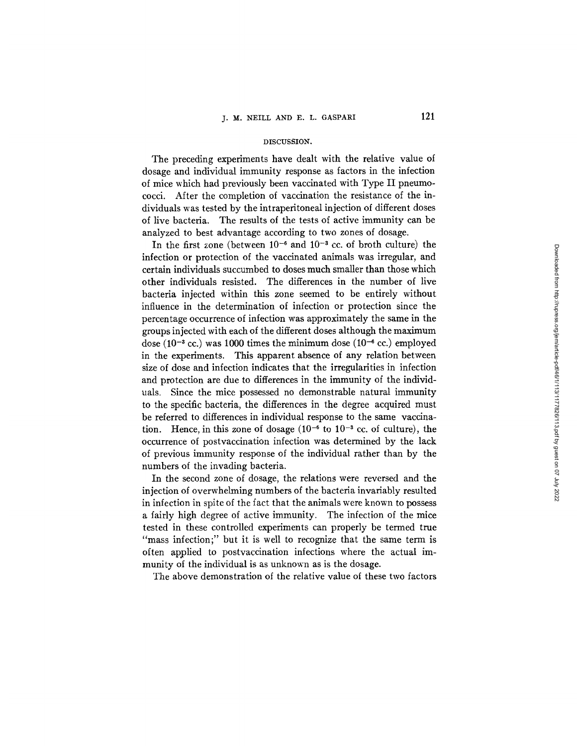## DISCUSSION.

The preceding experiments have dealt with the relative value of dosage and individual immunity response as factors in the infection of mice which had previously been vaccinated with Type II pneumococci. After the completion of vaccination the resistance of the individuals was tested by the intraperitoneal injection of different doses of live bacteria. The results of the tests of active immunity can be analyzed to best advantage according to two zones of dosage.

In the first zone (between $10^{-6}$ and $10^{-3}$ cc. of broth culture) the infection or protection of the vaccinated animals was irregular, and certain individuals succumbed to doses much smaller than those which other individuals resisted. The differences in the number of live bacteria injected within this zone seemed to be entirely without influence in the determination of infection or protection since the percentage occurrence of infection was approximately the same in the groups injected with each of the different doses although the maximum dose ($10^{-3}$ cc.) was 1000 times the minimum dose ($10^{-6}$ cc.) employed in the experiments. This apparent absence of any relation between size of dose and infection indicates that the irregularities in infection and protection are due to differences in the immunity of the individuals. Since the mice possessed no demonstrable natural immunity to the specific bacteria, the differences in the degree acquired must be referred to differences in individual response to the same vaccination. Hence, in this zone of dosage ($10^{-6}$ to $10^{-3}$ cc. of culture), the occurrence of postvaccination infection was determined by the lack of previous immunity response of the individual rather than by the numbers of the invading bacteria.

In the second zone of dosage, the relations were reversed and the injection of overwhelming numbers of the bacteria invariably resulted in infection in spite of the fact that the animals were known to possess a fairly high degree of active immunity. The infection of the mice tested in these controlled experiments can properly be termed true "mass infection;" but it is well to recognize that the same term is often applied to postvaccination infections where the actual immunity of the individual is as unknown as is the dosage.

The above demonstration of the relative value of these two factors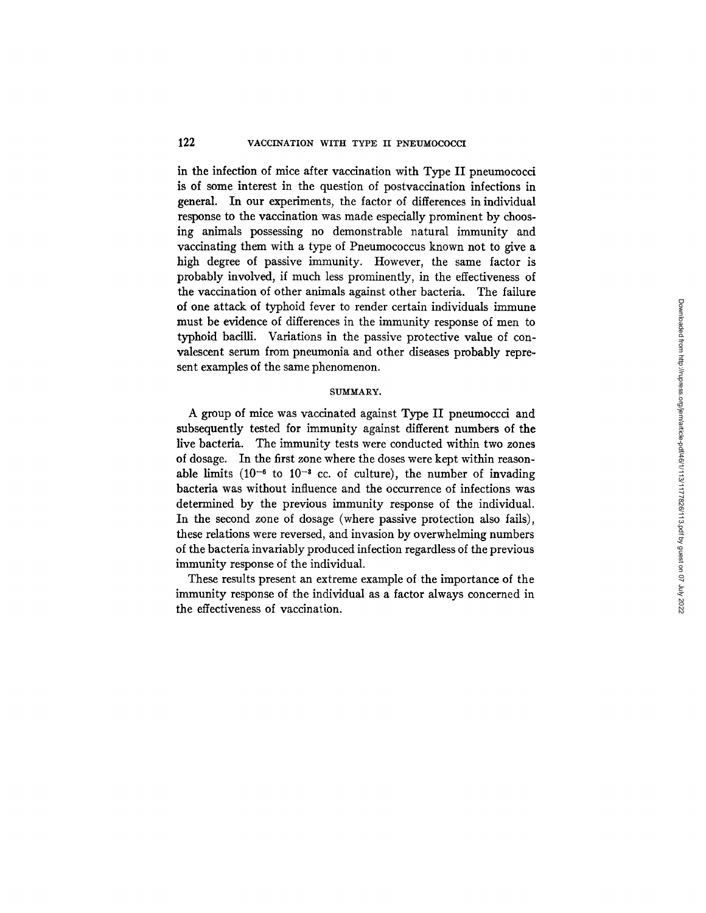in the infection of mice after vaccination with Type II pneumococci is of some interest in the question of postvaccination infections in general. In our experiments, the factor of differences in individual response to the vaccination was made especially prominent by choosing animals possessing no demonstrable natural immunity and vaccinating them with a type of Pneumococcus known not to give a high degree of passive immunity. However, the same factor is probably involved, if much less prominently, in the effectiveness of the vaccination of other animals against other bacteria. The failure of one attack of typhoid fever to render certain individuals immune must be evidence of differences in the immunity response of men to typhoid bacilli. Variations in the passive protective value of convalescent serum from pneumonia and other diseases probably represent examples of the same phenomenon.

## SUMMARY.

A group of mice was vaccinated against Type II pneumoccci and subsequently tested for immunity against different numbers of the live bacteria. The immunity tests were conducted within two zones of dosage. In the first zone where the doses were kept within reasonable limits ($10^{-6}$ to $10^{-3}$ cc. of culture), the number of invading bacteria was without influence and the occurrence of infections was determined by the previous immunity response of the individual. In the second zone of dosage (where passive protection also fails), these relations were reversed, and invasion by overwhelming numbers of the bacteria invariably produced infection regardless of the previous immunity response of the individual.

These results present an extreme example of the importance of the immunity response of the individual as a factor always concerned in the effectiveness of vaccination.